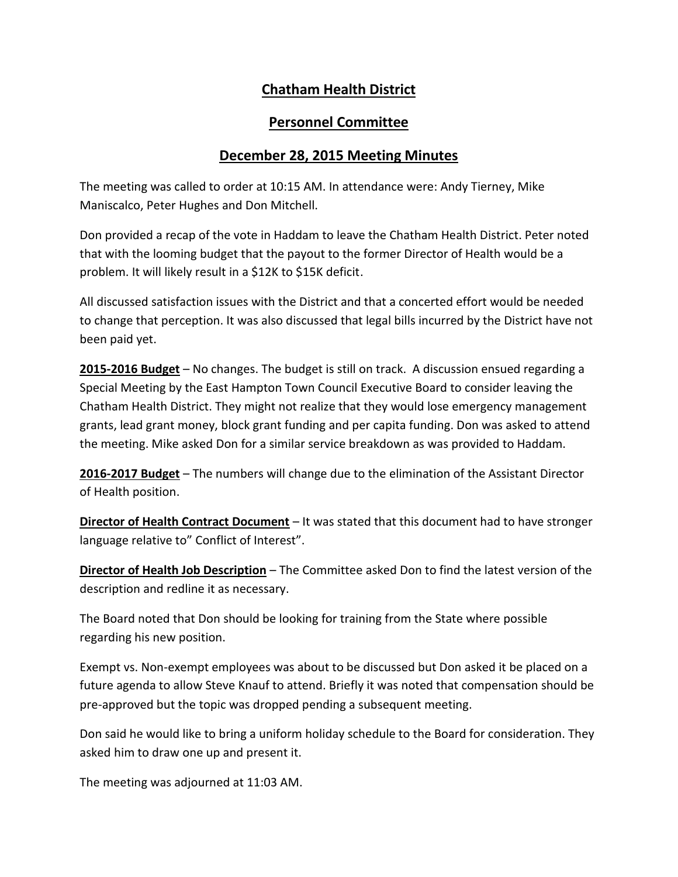# Chatham Health District

## Personnel Committee

## December 28, 2015 Meeting Minutes

The meeting was called to order at 10:15 AM. In attendance were: Andy Tierney, Mike Maniscalco, Peter Hughes and Don Mitchell.

Don provided a recap of the vote in Haddam to leave the Chatham Health District. Peter noted that with the looming budget that the payout to the former Director of Health would be a problem. It will likely result in a $12K to $15K deficit.

All discussed satisfaction issues with the District and that a concerted effort would be needed to change that perception. It was also discussed that legal bills incurred by the District have not been paid yet.

**2015-2016 Budget** – No changes. The budget is still on track. A discussion ensued regarding a Special Meeting by the East Hampton Town Council Executive Board to consider leaving the Chatham Health District. They might not realize that they would lose emergency management grants, lead grant money, block grant funding and per capita funding. Don was asked to attend the meeting. Mike asked Don for a similar service breakdown as was provided to Haddam.

**2016-2017 Budget** – The numbers will change due to the elimination of the Assistant Director of Health position.

**Director of Health Contract Document** – It was stated that this document had to have stronger language relative to" Conflict of Interest".

**Director of Health Job Description** – The Committee asked Don to find the latest version of the description and redline it as necessary.

The Board noted that Don should be looking for training from the State where possible regarding his new position.

Exempt vs. Non-exempt employees was about to be discussed but Don asked it be placed on a future agenda to allow Steve Knauf to attend. Briefly it was noted that compensation should be pre-approved but the topic was dropped pending a subsequent meeting.

Don said he would like to bring a uniform holiday schedule to the Board for consideration. They asked him to draw one up and present it.

The meeting was adjourned at 11:03 AM.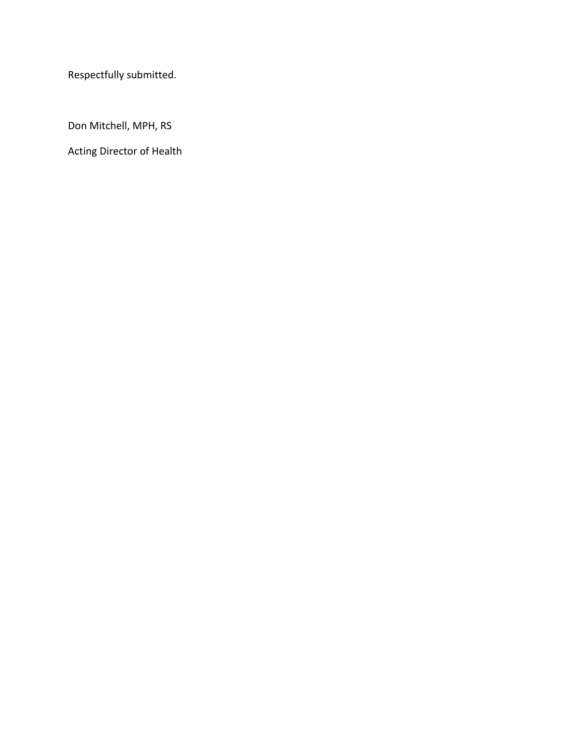Respectfully submitted.

Don Mitchell, MPH, RS

Acting Director of Health